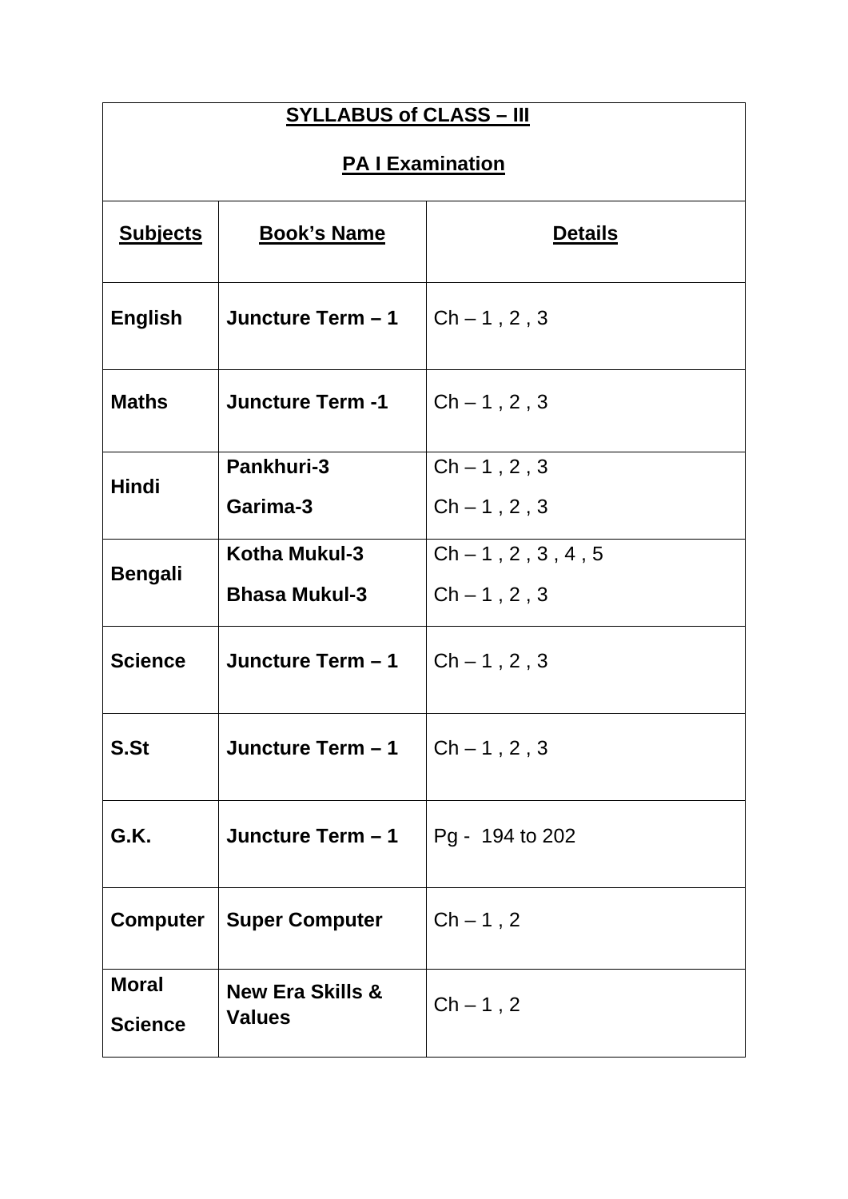# SYLLABUS of CLASS – III

## PA I Examination

| Subjects | Book's Name | Details |
|---|---|---|
| **English** | **Juncture Term – 1** | Ch – 1 , 2 , 3 |
| **Maths** | **Juncture Term -1** | Ch – 1 , 2 , 3 |
| **Hindi** | **Pankhuri-3**<br>**Garima-3** | Ch – 1 , 2 , 3<br>Ch – 1 , 2 , 3 |
| **Bengali** | **Kotha Mukul-3**<br>**Bhasa Mukul-3** | Ch – 1 , 2 , 3 , 4 , 5<br>Ch – 1 , 2 , 3 |
| **Science** | **Juncture Term – 1** | Ch – 1 , 2 , 3 |
| **S.St** | **Juncture Term – 1** | Ch – 1 , 2 , 3 |
| **G.K.** | **Juncture Term – 1** | Pg - 194 to 202 |
| **Computer** | **Super Computer** | Ch – 1 , 2 |
| **Moral Science** | **New Era Skills & Values** | Ch – 1 , 2 |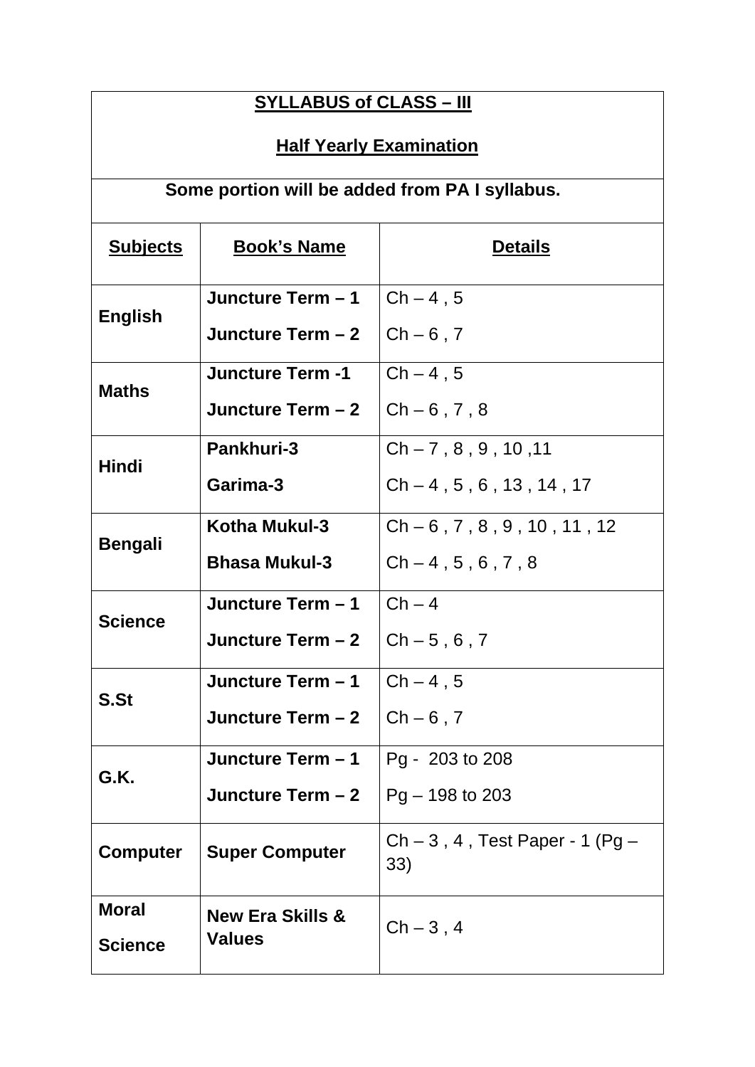**SYLLABUS of CLASS – III**

**Half Yearly Examination**

**Some portion will be added from PA I syllabus.**

| **Subjects** | **Book's Name** | **Details** |
|---|---|---|
| **English** | **Juncture Term – 1** | Ch – 4 , 5 |
| | **Juncture Term – 2** | Ch – 6 , 7 |
| **Maths** | **Juncture Term -1** | Ch – 4 , 5 |
| | **Juncture Term – 2** | Ch – 6 , 7 , 8 |
| **Hindi** | **Pankhuri-3** | Ch – 7 , 8 , 9 , 10 ,11 |
| | **Garima-3** | Ch – 4 , 5 , 6 , 13 , 14 , 17 |
| **Bengali** | **Kotha Mukul-3** | Ch – 6 , 7 , 8 , 9 , 10 , 11 , 12 |
| | **Bhasa Mukul-3** | Ch – 4 , 5 , 6 , 7 , 8 |
| **Science** | **Juncture Term – 1** | Ch – 4 |
| | **Juncture Term – 2** | Ch – 5 , 6 , 7 |
| **S.St** | **Juncture Term – 1** | Ch – 4 , 5 |
| | **Juncture Term – 2** | Ch – 6 , 7 |
| **G.K.** | **Juncture Term – 1** | Pg - 203 to 208 |
| | **Juncture Term – 2** | Pg – 198 to 203 |
| **Computer** | **Super Computer** | Ch – 3 , 4 , Test Paper - 1 (Pg – 33) |
| **Moral Science** | **New Era Skills & Values** | Ch – 3 , 4 |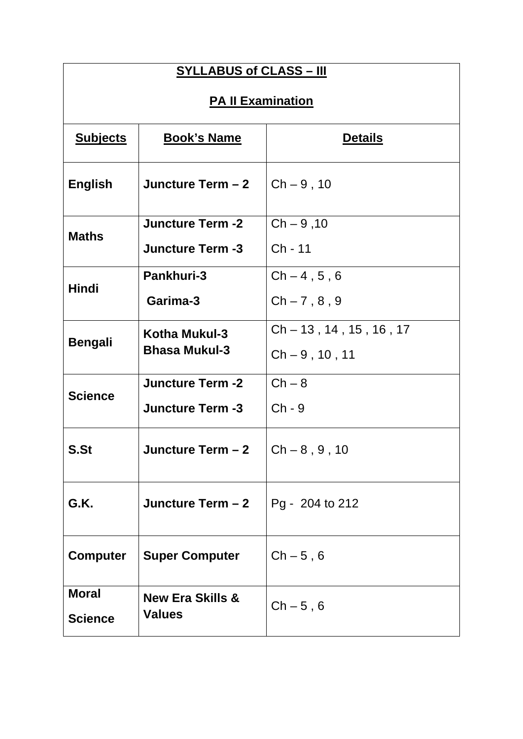# SYLLABUS of CLASS – III

## PA II Examination

| Subjects | Book's Name | Details |
|---|---|---|
| **English** | **Juncture Term – 2** | Ch – 9 , 10 |
| **Maths** | **Juncture Term -2**<br>**Juncture Term -3** | Ch – 9 ,10<br>Ch - 11 |
| **Hindi** | **Pankhuri-3**<br>**Garima-3** | Ch – 4 , 5 , 6<br>Ch – 7 , 8 , 9 |
| **Bengali** | **Kotha Mukul-3**<br>**Bhasa Mukul-3** | Ch – 13 , 14 , 15 , 16 , 17<br>Ch – 9 , 10 , 11 |
| **Science** | **Juncture Term -2**<br>**Juncture Term -3** | Ch – 8<br>Ch - 9 |
| **S.St** | **Juncture Term – 2** | Ch – 8 , 9 , 10 |
| **G.K.** | **Juncture Term – 2** | Pg - 204 to 212 |
| **Computer** | **Super Computer** | Ch – 5 , 6 |
| **Moral Science** | **New Era Skills & Values** | Ch – 5 , 6 |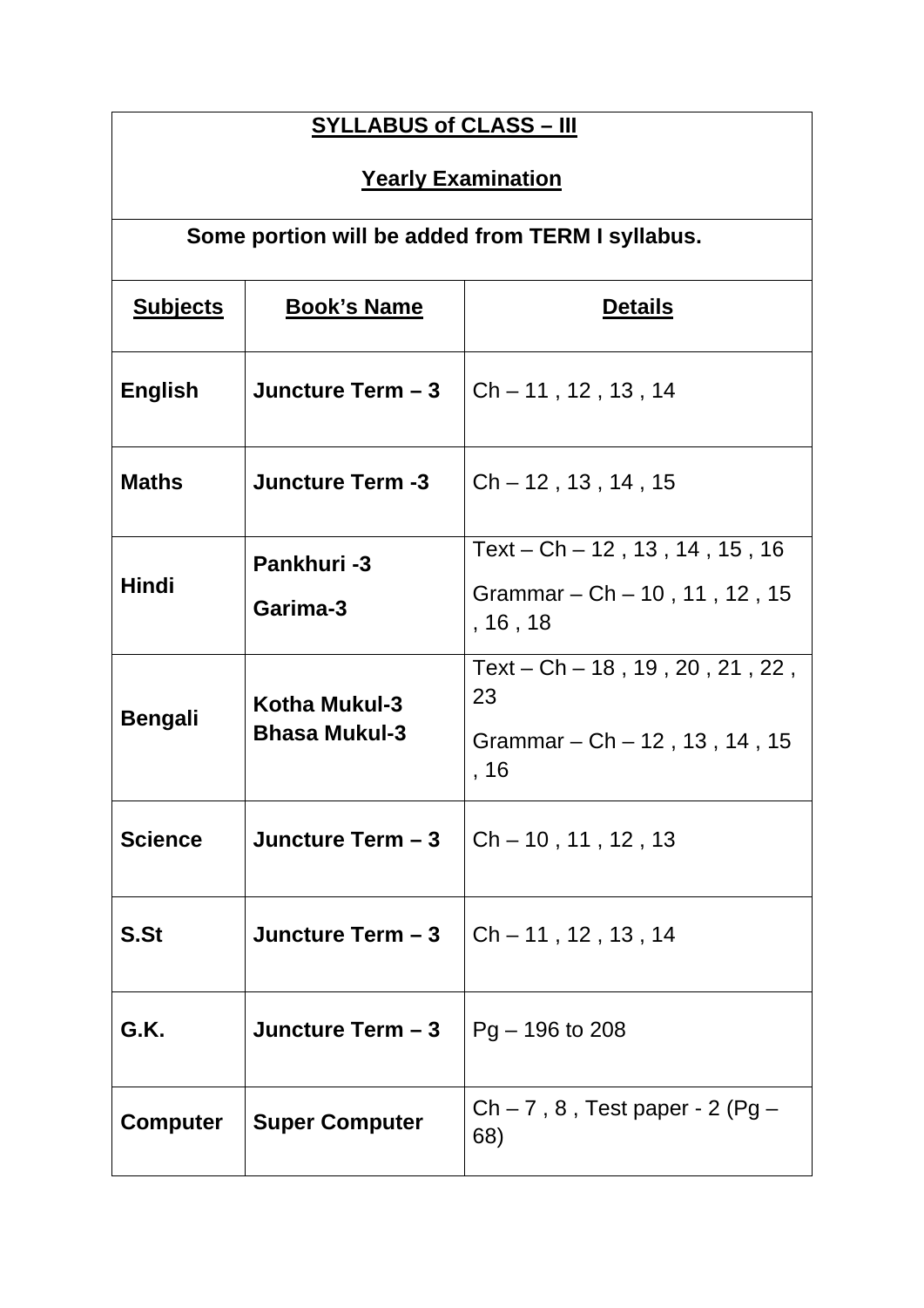**SYLLABUS of CLASS – III**

**Yearly Examination**

**Some portion will be added from TERM I syllabus.**

| **Subjects** | **Book's Name** | **Details** |
|---|---|---|
| **English** | **Juncture Term – 3** | Ch – 11 , 12 , 13 , 14 |
| **Maths** | **Juncture Term -3** | Ch – 12 , 13 , 14 , 15 |
| **Hindi** | **Pankhuri -3**<br>**Garima-3** | Text – Ch – 12 , 13 , 14 , 15 , 16<br>Grammar – Ch – 10 , 11 , 12 , 15 , 16 , 18 |
| **Bengali** | **Kotha Mukul-3**<br>**Bhasa Mukul-3** | Text – Ch – 18 , 19 , 20 , 21 , 22 , 23<br>Grammar – Ch – 12 , 13 , 14 , 15 , 16 |
| **Science** | **Juncture Term – 3** | Ch – 10 , 11 , 12 , 13 |
| **S.St** | **Juncture Term – 3** | Ch – 11 , 12 , 13 , 14 |
| **G.K.** | **Juncture Term – 3** | Pg – 196 to 208 |
| **Computer** | **Super Computer** | Ch – 7 , 8 , Test paper - 2 (Pg – 68) |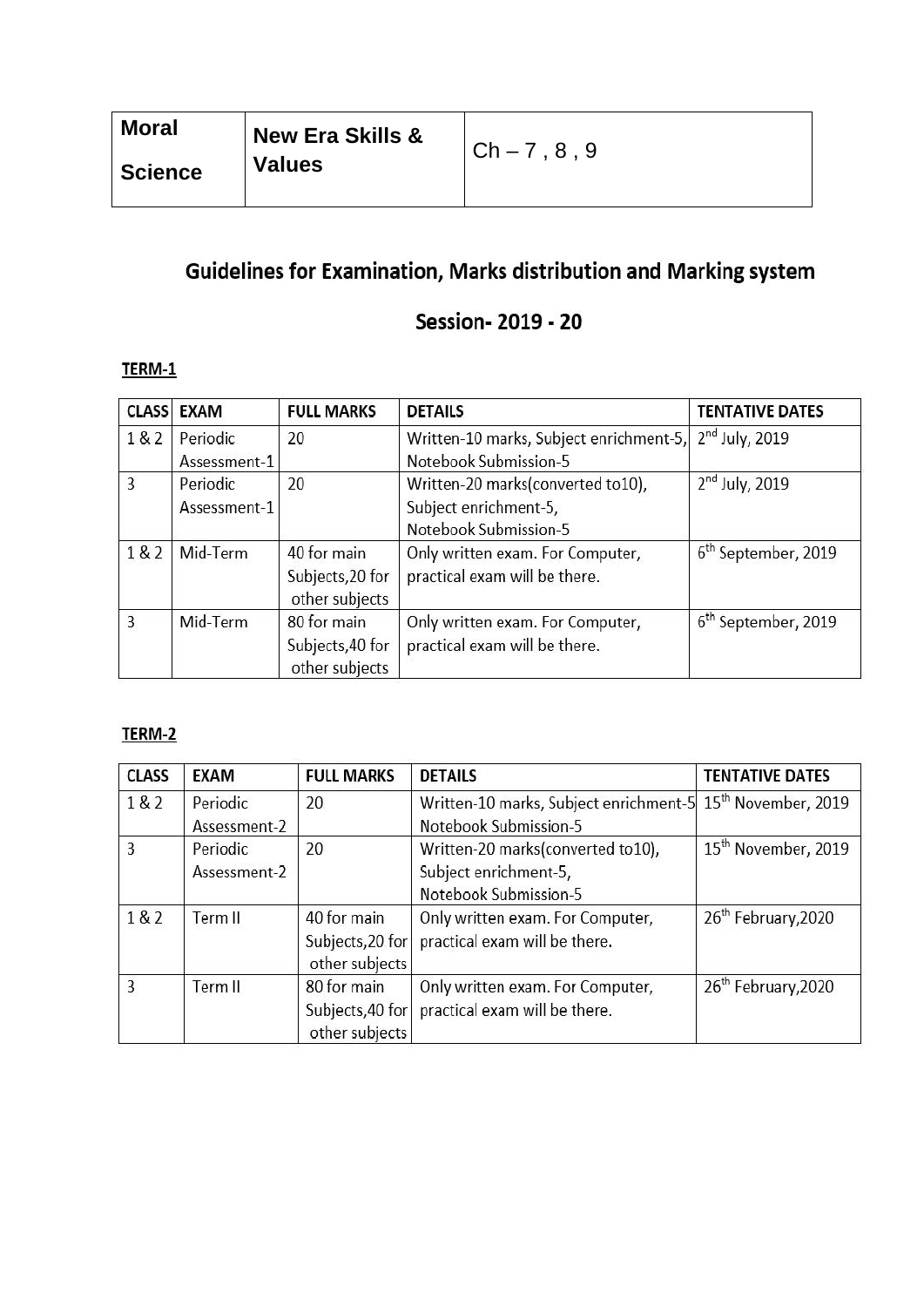| | | |
|---|---|---|
| Moral Science | New Era Skills & Values | Ch – 7 , 8 , 9 |

## Guidelines for Examination, Marks distribution and Marking system

## Session- 2019 - 20

**TERM-1**

| CLASS | EXAM | FULL MARKS | DETAILS | TENTATIVE DATES |
|---|---|---|---|---|
| 1 & 2 | Periodic Assessment-1 | 20 | Written-10 marks, Subject enrichment-5, Notebook Submission-5 | 2nd July, 2019 |
| 3 | Periodic Assessment-1 | 20 | Written-20 marks(converted to10), Subject enrichment-5, Notebook Submission-5 | 2nd July, 2019 |
| 1 & 2 | Mid-Term | 40 for main Subjects,20 for other subjects | Only written exam. For Computer, practical exam will be there. | 6th September, 2019 |
| 3 | Mid-Term | 80 for main Subjects,40 for other subjects | Only written exam. For Computer, practical exam will be there. | 6th September, 2019 |

**TERM-2**

| CLASS | EXAM | FULL MARKS | DETAILS | TENTATIVE DATES |
|---|---|---|---|---|
| 1 & 2 | Periodic Assessment-2 | 20 | Written-10 marks, Subject enrichment-5 Notebook Submission-5 | 15th November, 2019 |
| 3 | Periodic Assessment-2 | 20 | Written-20 marks(converted to10), Subject enrichment-5, Notebook Submission-5 | 15th November, 2019 |
| 1 & 2 | Term II | 40 for main Subjects,20 for other subjects | Only written exam. For Computer, practical exam will be there. | 26th February,2020 |
| 3 | Term II | 80 for main Subjects,40 for other subjects | Only written exam. For Computer, practical exam will be there. | 26th February,2020 |